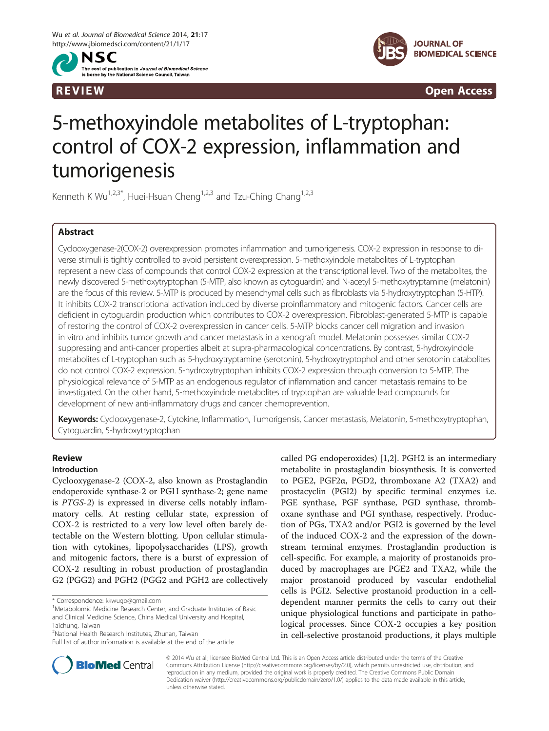REVIEW Open Access

# 5-methoxyindole metabolites of L-tryptophan: control of COX-2 expression, inflammation and tumorigenesis

Kenneth K Wu[1,2,3*], Huei-Hsuan Cheng[1,2,3] and Tzu-Ching Chang[1,2,3]

## Abstract

Cyclooxygenase-2(COX-2) overexpression promotes inflammation and tumorigenesis. COX-2 expression in response to diverse stimuli is tightly controlled to avoid persistent overexpression. 5-methoxyindole metabolites of L-tryptophan represent a new class of compounds that control COX-2 expression at the transcriptional level. Two of the metabolites, the newly discovered 5-methoxytryptophan (5-MTP, also known as cytoguardin) and N-acetyl 5-methoxytryptamine (melatonin) are the focus of this review. 5-MTP is produced by mesenchymal cells such as fibroblasts via 5-hydroxytryptophan (5-HTP). It inhibits COX-2 transcriptional activation induced by diverse proinflammatory and mitogenic factors. Cancer cells are deficient in cytoguardin production which contributes to COX-2 overexpression. Fibroblast-generated 5-MTP is capable of restoring the control of COX-2 overexpression in cancer cells. 5-MTP blocks cancer cell migration and invasion in vitro and inhibits tumor growth and cancer metastasis in a xenograft model. Melatonin possesses similar COX-2 suppressing and anti-cancer properties albeit at supra-pharmacological concentrations. By contrast, 5-hydroxyindole metabolites of L-tryptophan such as 5-hydroxytryptamine (serotonin), 5-hydroxytryptophol and other serotonin catabolites do not control COX-2 expression. 5-hydroxytryptophan inhibits COX-2 expression through conversion to 5-MTP. The physiological relevance of 5-MTP as an endogenous regulator of inflammation and cancer metastasis remains to be investigated. On the other hand, 5-methoxyindole metabolites of tryptophan are valuable lead compounds for development of new anti-inflammatory drugs and cancer chemoprevention.

**Keywords:** Cyclooxygenase-2, Cytokine, Inflammation, Tumorigensis, Cancer metastasis, Melatonin, 5-methoxytryptophan, Cytoguardin, 5-hydroxytryptophan

## Review

### Introduction

Cyclooxygenase-2 (COX-2, also known as Prostaglandin endoperoxide synthase-2 or PGH synthase-2; gene name is *PTGS-2*) is expressed in diverse cells notably inflammatory cells. At resting cellular state, expression of COX-2 is restricted to a very low level often barely detectable on the Western blotting. Upon cellular stimulation with cytokines, lipopolysaccharides (LPS), growth and mitogenic factors, there is a burst of expression of COX-2 resulting in robust production of prostaglandin G2 (PGG2) and PGH2 (PGG2 and PGH2 are collectively called PG endoperoxides) [1,2]. PGH2 is an intermediary metabolite in prostaglandin biosynthesis. It is converted to PGE2, PGF2α, PGD2, thromboxane A2 (TXA2) and prostacyclin (PGI2) by specific terminal enzymes i.e. PGE synthase, PGF synthase, PGD synthase, thromboxane synthase and PGI synthase, respectively. Production of PGs, TXA2 and/or PGI2 is governed by the level of the induced COX-2 and the expression of the downstream terminal enzymes. Prostaglandin production is cell-specific. For example, a majority of prostanoids produced by macrophages are PGE2 and TXA2, while the major prostanoid produced by vascular endothelial cells is PGI2. Selective prostanoid production in a cell-dependent manner permits the cells to carry out their unique physiological functions and participate in pathological processes. Since COX-2 occupies a key position in cell-selective prostanoid productions, it plays multiple

* Correspondence: kkwugo@gmail.com
[1]Metabolomic Medicine Research Center, and Graduate Institutes of Basic and Clinical Medicine Science, China Medical University and Hospital, Taichung, Taiwan
[2]National Health Research Institutes, Zhunan, Taiwan
Full list of author information is available at the end of the article

© 2014 Wu et al.; licensee BioMed Central Ltd. This is an Open Access article distributed under the terms of the Creative Commons Attribution License (http://creativecommons.org/licenses/by/2.0), which permits unrestricted use, distribution, and reproduction in any medium, provided the original work is properly credited. The Creative Commons Public Domain Dedication waiver (http://creativecommons.org/publicdomain/zero/1.0/) applies to the data made available in this article, unless otherwise stated.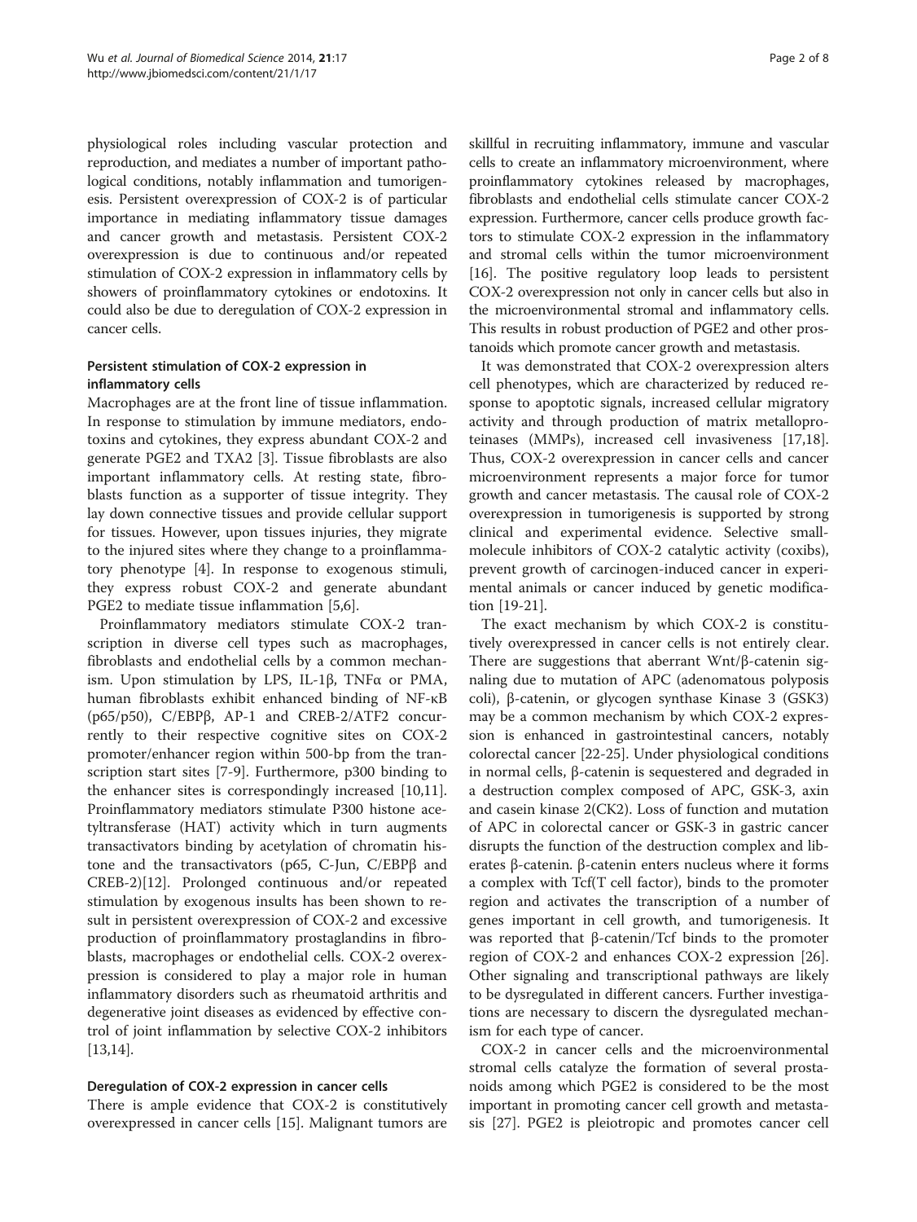physiological roles including vascular protection and reproduction, and mediates a number of important pathological conditions, notably inflammation and tumorigenesis. Persistent overexpression of COX-2 is of particular importance in mediating inflammatory tissue damages and cancer growth and metastasis. Persistent COX-2 overexpression is due to continuous and/or repeated stimulation of COX-2 expression in inflammatory cells by showers of proinflammatory cytokines or endotoxins. It could also be due to deregulation of COX-2 expression in cancer cells.

### Persistent stimulation of COX-2 expression in inflammatory cells

Macrophages are at the front line of tissue inflammation. In response to stimulation by immune mediators, endotoxins and cytokines, they express abundant COX-2 and generate PGE2 and TXA2 [3]. Tissue fibroblasts are also important inflammatory cells. At resting state, fibroblasts function as a supporter of tissue integrity. They lay down connective tissues and provide cellular support for tissues. However, upon tissues injuries, they migrate to the injured sites where they change to a proinflammatory phenotype [4]. In response to exogenous stimuli, they express robust COX-2 and generate abundant PGE2 to mediate tissue inflammation [5,6].

Proinflammatory mediators stimulate COX-2 transcription in diverse cell types such as macrophages, fibroblasts and endothelial cells by a common mechanism. Upon stimulation by LPS, IL-1β, TNFα or PMA, human fibroblasts exhibit enhanced binding of NF-κB (p65/p50), C/EBPβ, AP-1 and CREB-2/ATF2 concurrently to their respective cognitive sites on COX-2 promoter/enhancer region within 500-bp from the transcription start sites [7-9]. Furthermore, p300 binding to the enhancer sites is correspondingly increased [10,11]. Proinflammatory mediators stimulate P300 histone acetyltransferase (HAT) activity which in turn augments transactivators binding by acetylation of chromatin histone and the transactivators (p65, C-Jun, C/EBPβ and CREB-2)[12]. Prolonged continuous and/or repeated stimulation by exogenous insults has been shown to result in persistent overexpression of COX-2 and excessive production of proinflammatory prostaglandins in fibroblasts, macrophages or endothelial cells. COX-2 overexpression is considered to play a major role in human inflammatory disorders such as rheumatoid arthritis and degenerative joint diseases as evidenced by effective control of joint inflammation by selective COX-2 inhibitors [13,14].

### Deregulation of COX-2 expression in cancer cells

There is ample evidence that COX-2 is constitutively overexpressed in cancer cells [15]. Malignant tumors are skillful in recruiting inflammatory, immune and vascular cells to create an inflammatory microenvironment, where proinflammatory cytokines released by macrophages, fibroblasts and endothelial cells stimulate cancer COX-2 expression. Furthermore, cancer cells produce growth factors to stimulate COX-2 expression in the inflammatory and stromal cells within the tumor microenvironment [16]. The positive regulatory loop leads to persistent COX-2 overexpression not only in cancer cells but also in the microenvironmental stromal and inflammatory cells. This results in robust production of PGE2 and other prostanoids which promote cancer growth and metastasis.

It was demonstrated that COX-2 overexpression alters cell phenotypes, which are characterized by reduced response to apoptotic signals, increased cellular migratory activity and through production of matrix metalloproteinases (MMPs), increased cell invasiveness [17,18]. Thus, COX-2 overexpression in cancer cells and cancer microenvironment represents a major force for tumor growth and cancer metastasis. The causal role of COX-2 overexpression in tumorigenesis is supported by strong clinical and experimental evidence. Selective small-molecule inhibitors of COX-2 catalytic activity (coxibs), prevent growth of carcinogen-induced cancer in experimental animals or cancer induced by genetic modification [19-21].

The exact mechanism by which COX-2 is constitutively overexpressed in cancer cells is not entirely clear. There are suggestions that aberrant Wnt/β-catenin signaling due to mutation of APC (adenomatous polyposis coli), β-catenin, or glycogen synthase Kinase 3 (GSK3) may be a common mechanism by which COX-2 expression is enhanced in gastrointestinal cancers, notably colorectal cancer [22-25]. Under physiological conditions in normal cells, β-catenin is sequestered and degraded in a destruction complex composed of APC, GSK-3, axin and casein kinase 2(CK2). Loss of function and mutation of APC in colorectal cancer or GSK-3 in gastric cancer disrupts the function of the destruction complex and liberates β-catenin. β-catenin enters nucleus where it forms a complex with Tcf(T cell factor), binds to the promoter region and activates the transcription of a number of genes important in cell growth, and tumorigenesis. It was reported that β-catenin/Tcf binds to the promoter region of COX-2 and enhances COX-2 expression [26]. Other signaling and transcriptional pathways are likely to be dysregulated in different cancers. Further investigations are necessary to discern the dysregulated mechanism for each type of cancer.

COX-2 in cancer cells and the microenvironmental stromal cells catalyze the formation of several prostanoids among which PGE2 is considered to be the most important in promoting cancer cell growth and metastasis [27]. PGE2 is pleiotropic and promotes cancer cell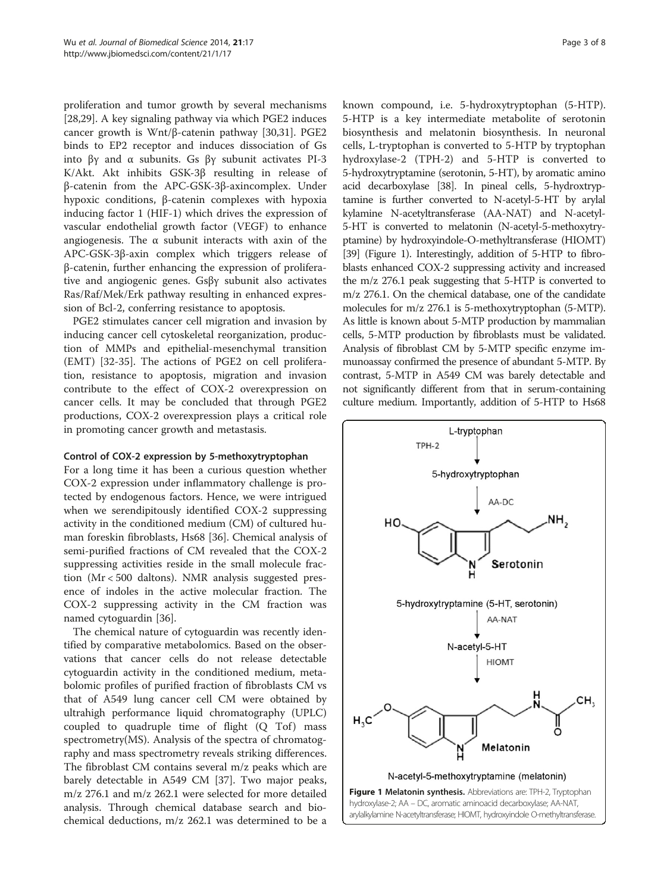proliferation and tumor growth by several mechanisms [28,29]. A key signaling pathway via which PGE2 induces cancer growth is Wnt/β-catenin pathway [30,31]. PGE2 binds to EP2 receptor and induces dissociation of Gs into βγ and α subunits. Gs βγ subunit activates PI-3 K/Akt. Akt inhibits GSK-3β resulting in release of β-catenin from the APC-GSK-3β-axincomplex. Under hypoxic conditions, β-catenin complexes with hypoxia inducing factor 1 (HIF-1) which drives the expression of vascular endothelial growth factor (VEGF) to enhance angiogenesis. The α subunit interacts with axin of the APC-GSK-3β-axin complex which triggers release of β-catenin, further enhancing the expression of proliferative and angiogenic genes. Gsβγ subunit also activates Ras/Raf/Mek/Erk pathway resulting in enhanced expression of Bcl-2, conferring resistance to apoptosis.

PGE2 stimulates cancer cell migration and invasion by inducing cancer cell cytoskeletal reorganization, production of MMPs and epithelial-mesenchymal transition (EMT) [32-35]. The actions of PGE2 on cell proliferation, resistance to apoptosis, migration and invasion contribute to the effect of COX-2 overexpression on cancer cells. It may be concluded that through PGE2 productions, COX-2 overexpression plays a critical role in promoting cancer growth and metastasis.

### Control of COX-2 expression by 5-methoxytryptophan

For a long time it has been a curious question whether COX-2 expression under inflammatory challenge is protected by endogenous factors. Hence, we were intrigued when we serendipitously identified COX-2 suppressing activity in the conditioned medium (CM) of cultured human foreskin fibroblasts, Hs68 [36]. Chemical analysis of semi-purified fractions of CM revealed that the COX-2 suppressing activities reside in the small molecule fraction (Mr < 500 daltons). NMR analysis suggested presence of indoles in the active molecular fraction. The COX-2 suppressing activity in the CM fraction was named cytoguardin [36].

The chemical nature of cytoguardin was recently identified by comparative metabolomics. Based on the observations that cancer cells do not release detectable cytoguardin activity in the conditioned medium, metabolomic profiles of purified fraction of fibroblasts CM vs that of A549 lung cancer cell CM were obtained by ultrahigh performance liquid chromatography (UPLC) coupled to quadruple time of flight (Q Tof) mass spectrometry(MS). Analysis of the spectra of chromatography and mass spectrometry reveals striking differences. The fibroblast CM contains several m/z peaks which are barely detectable in A549 CM [37]. Two major peaks, m/z 276.1 and m/z 262.1 were selected for more detailed analysis. Through chemical database search and biochemical deductions, m/z 262.1 was determined to be a known compound, i.e. 5-hydroxytryptophan (5-HTP). 5-HTP is a key intermediate metabolite of serotonin biosynthesis and melatonin biosynthesis. In neuronal cells, L-tryptophan is converted to 5-HTP by tryptophan hydroxylase-2 (TPH-2) and 5-HTP is converted to 5-hydroxytryptamine (serotonin, 5-HT), by aromatic amino acid decarboxylase [38]. In pineal cells, 5-hydroxtryptamine is further converted to N-acetyl-5-HT by arylal kylamine N-acetyltransferase (AA-NAT) and N-acetyl-5-HT is converted to melatonin (N-acetyl-5-methoxytryptamine) by hydroxyindole-O-methyltransferase (HIOMT) [39] (Figure 1). Interestingly, addition of 5-HTP to fibroblasts enhanced COX-2 suppressing activity and increased the m/z 276.1 peak suggesting that 5-HTP is converted to m/z 276.1. On the chemical database, one of the candidate molecules for m/z 276.1 is 5-methoxytryptophan (5-MTP). As little is known about 5-MTP production by mammalian cells, 5-MTP production by fibroblasts must be validated. Analysis of fibroblast CM by 5-MTP specific enzyme immunoassay confirmed the presence of abundant 5-MTP. By contrast, 5-MTP in A549 CM was barely detectable and not significantly different from that in serum-containing culture medium. Importantly, addition of 5-HTP to Hs68

L-tryptophan

TPH-2

5-hydroxytryptophan

AA-DC

HO

$NH_2$

N
H

Serotonin

5-hydroxytryptamine (5-HT, serotonin)

AA-NAT

N-acetyl-5-HT

HIOMT

$H_3C$

O

H
N

$CH_3$

O

N
H

Melatonin

N-acetyl-5-methoxytryptamine (melatonin)

**Figure 1 Melatonin synthesis.** Abbreviations are: TPH-2, Tryptophan hydroxylase-2; AA – DC, aromatic aminoacid decarboxylase; AA-NAT, arylalkylamine N-acetyltransferase; HIOMT, hydroxyindole O-methyltransferase.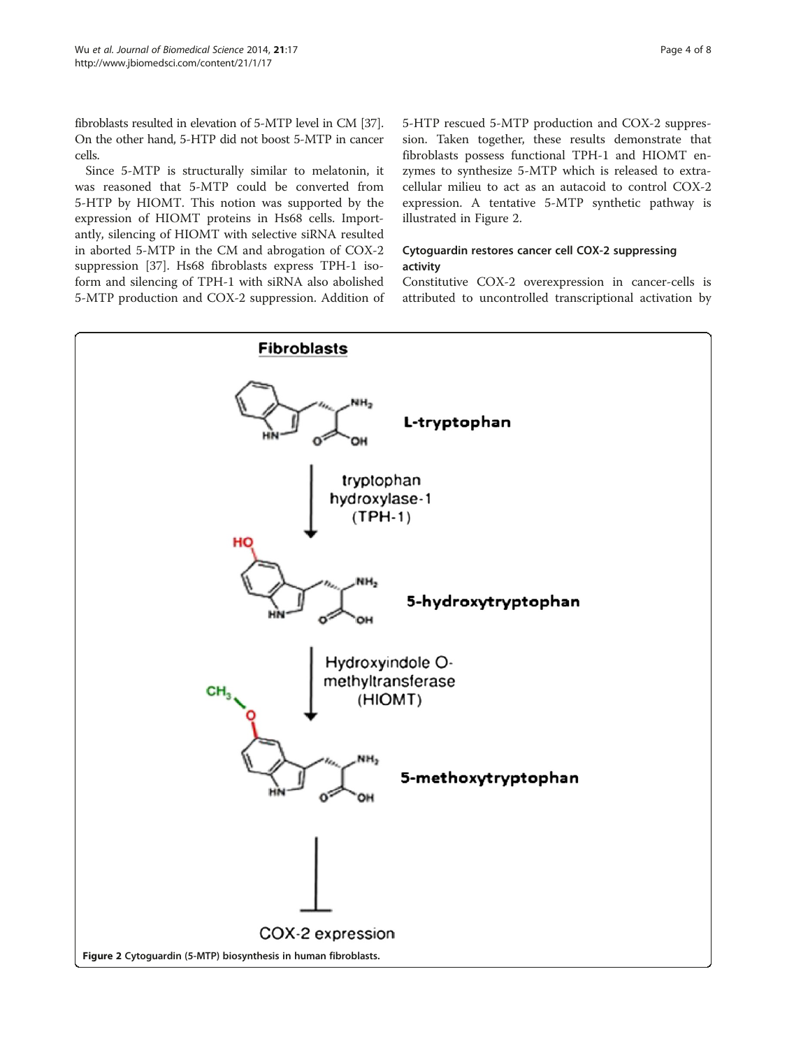fibroblasts resulted in elevation of 5-MTP level in CM [37]. On the other hand, 5-HTP did not boost 5-MTP in cancer cells.

Since 5-MTP is structurally similar to melatonin, it was reasoned that 5-MTP could be converted from 5-HTP by HIOMT. This notion was supported by the expression of HIOMT proteins in Hs68 cells. Importantly, silencing of HIOMT with selective siRNA resulted in aborted 5-MTP in the CM and abrogation of COX-2 suppression [37]. Hs68 fibroblasts express TPH-1 isoform and silencing of TPH-1 with siRNA also abolished 5-MTP production and COX-2 suppression. Addition of 5-HTP rescued 5-MTP production and COX-2 suppression. Taken together, these results demonstrate that fibroblasts possess functional TPH-1 and HIOMT enzymes to synthesize 5-MTP which is released to extracellular milieu to act as an autacoid to control COX-2 expression. A tentative 5-MTP synthetic pathway is illustrated in Figure 2.

### Cytoguardin restores cancer cell COX-2 suppressing activity

Constitutive COX-2 overexpression in cancer-cells is attributed to uncontrolled transcriptional activation by

Fibroblasts

L-tryptophan

tryptophan hydroxylase-1 (TPH-1)

5-hydroxytryptophan

Hydroxyindole O-methyltransferase (HIOMT)

5-methoxytryptophan

COX-2 expression

**Figure 2** Cytoguardin (5-MTP) biosynthesis in human fibroblasts.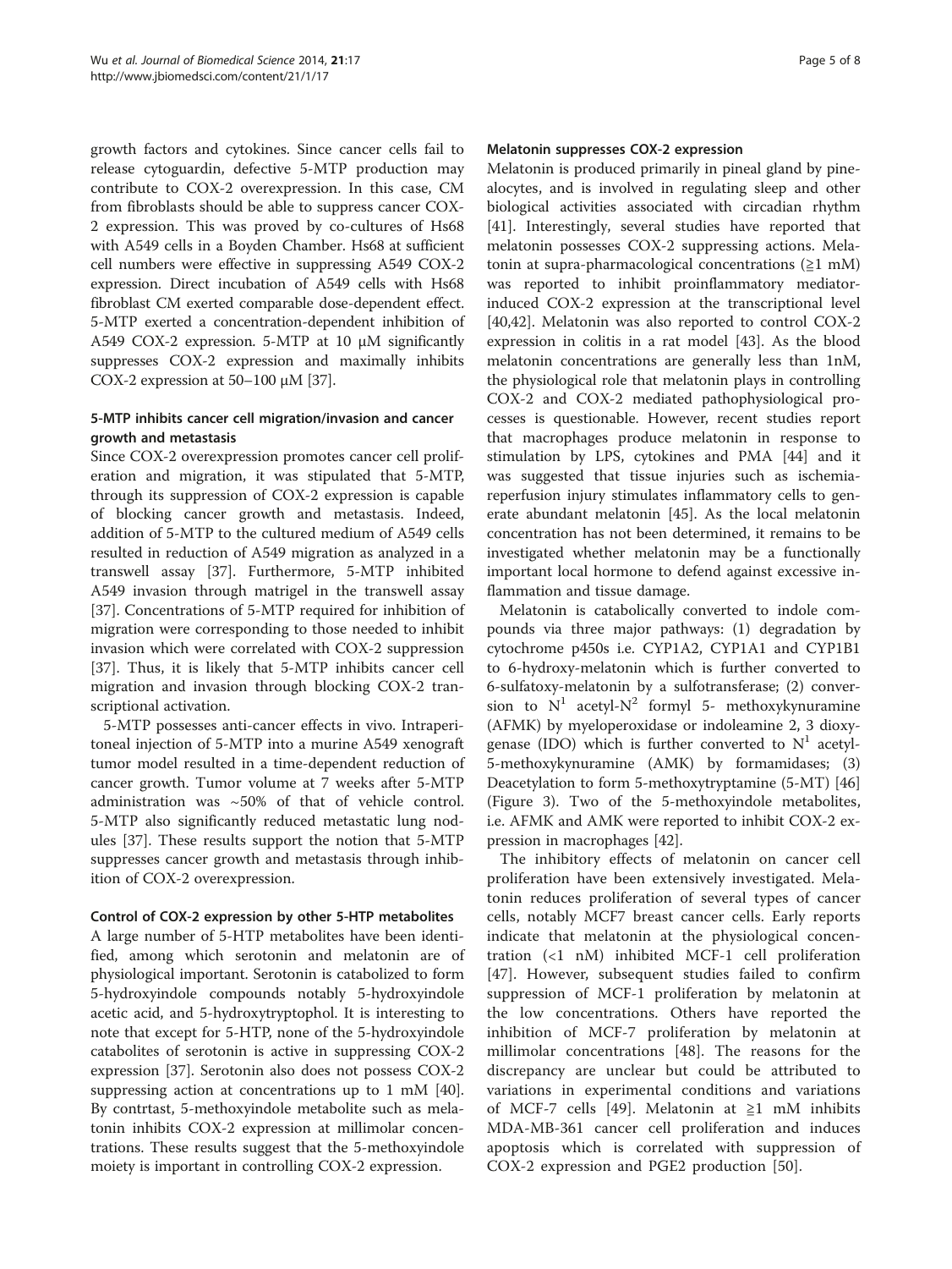growth factors and cytokines. Since cancer cells fail to release cytoguardin, defective 5-MTP production may contribute to COX-2 overexpression. In this case, CM from fibroblasts should be able to suppress cancer COX-2 expression. This was proved by co-cultures of Hs68 with A549 cells in a Boyden Chamber. Hs68 at sufficient cell numbers were effective in suppressing A549 COX-2 expression. Direct incubation of A549 cells with Hs68 fibroblast CM exerted comparable dose-dependent effect. 5-MTP exerted a concentration-dependent inhibition of A549 COX-2 expression. 5-MTP at 10 μM significantly suppresses COX-2 expression and maximally inhibits COX-2 expression at 50–100 μM [37].

### 5-MTP inhibits cancer cell migration/invasion and cancer growth and metastasis

Since COX-2 overexpression promotes cancer cell proliferation and migration, it was stipulated that 5-MTP, through its suppression of COX-2 expression is capable of blocking cancer growth and metastasis. Indeed, addition of 5-MTP to the cultured medium of A549 cells resulted in reduction of A549 migration as analyzed in a transwell assay [37]. Furthermore, 5-MTP inhibited A549 invasion through matrigel in the transwell assay [37]. Concentrations of 5-MTP required for inhibition of migration were corresponding to those needed to inhibit invasion which were correlated with COX-2 suppression [37]. Thus, it is likely that 5-MTP inhibits cancer cell migration and invasion through blocking COX-2 transcriptional activation.

5-MTP possesses anti-cancer effects in vivo. Intraperitoneal injection of 5-MTP into a murine A549 xenograft tumor model resulted in a time-dependent reduction of cancer growth. Tumor volume at 7 weeks after 5-MTP administration was ~50% of that of vehicle control. 5-MTP also significantly reduced metastatic lung nodules [37]. These results support the notion that 5-MTP suppresses cancer growth and metastasis through inhibition of COX-2 overexpression.

### Control of COX-2 expression by other 5-HTP metabolites

A large number of 5-HTP metabolites have been identified, among which serotonin and melatonin are of physiological important. Serotonin is catabolized to form 5-hydroxyindole compounds notably 5-hydroxyindole acetic acid, and 5-hydroxytryptophol. It is interesting to note that except for 5-HTP, none of the 5-hydroxyindole catabolites of serotonin is active in suppressing COX-2 expression [37]. Serotonin also does not possess COX-2 suppressing action at concentrations up to 1 mM [40]. By contrtast, 5-methoxyindole metabolite such as melatonin inhibits COX-2 expression at millimolar concentrations. These results suggest that the 5-methoxyindole moiety is important in controlling COX-2 expression.

### Melatonin suppresses COX-2 expression

Melatonin is produced primarily in pineal gland by pinealocytes, and is involved in regulating sleep and other biological activities associated with circadian rhythm [41]. Interestingly, several studies have reported that melatonin possesses COX-2 suppressing actions. Melatonin at supra-pharmacological concentrations (≧1 mM) was reported to inhibit proinflammatory mediator-induced COX-2 expression at the transcriptional level [40,42]. Melatonin was also reported to control COX-2 expression in colitis in a rat model [43]. As the blood melatonin concentrations are generally less than 1nM, the physiological role that melatonin plays in controlling COX-2 and COX-2 mediated pathophysiological processes is questionable. However, recent studies report that macrophages produce melatonin in response to stimulation by LPS, cytokines and PMA [44] and it was suggested that tissue injuries such as ischemia-reperfusion injury stimulates inflammatory cells to generate abundant melatonin [45]. As the local melatonin concentration has not been determined, it remains to be investigated whether melatonin may be a functionally important local hormone to defend against excessive inflammation and tissue damage.

Melatonin is catabolically converted to indole compounds via three major pathways: (1) degradation by cytochrome p450s i.e. CYP1A2, CYP1A1 and CYP1B1 to 6-hydroxy-melatonin which is further converted to 6-sulfatoxy-melatonin by a sulfotransferase; (2) conversion to $N^1$ acetyl-$N^2$ formyl 5- methoxykynuramine (AFMK) by myeloperoxidase or indoleamine 2, 3 dioxygenase (IDO) which is further converted to $N^1$ acetyl-5-methoxykynuramine (AMK) by formamidases; (3) Deacetylation to form 5-methoxytryptamine (5-MT) [46] (Figure 3). Two of the 5-methoxyindole metabolites, i.e. AFMK and AMK were reported to inhibit COX-2 expression in macrophages [42].

The inhibitory effects of melatonin on cancer cell proliferation have been extensively investigated. Melatonin reduces proliferation of several types of cancer cells, notably MCF7 breast cancer cells. Early reports indicate that melatonin at the physiological concentration (<1 nM) inhibited MCF-1 cell proliferation [47]. However, subsequent studies failed to confirm suppression of MCF-1 proliferation by melatonin at the low concentrations. Others have reported the inhibition of MCF-7 proliferation by melatonin at millimolar concentrations [48]. The reasons for the discrepancy are unclear but could be attributed to variations in experimental conditions and variations of MCF-7 cells [49]. Melatonin at ≧1 mM inhibits MDA-MB-361 cancer cell proliferation and induces apoptosis which is correlated with suppression of COX-2 expression and PGE2 production [50].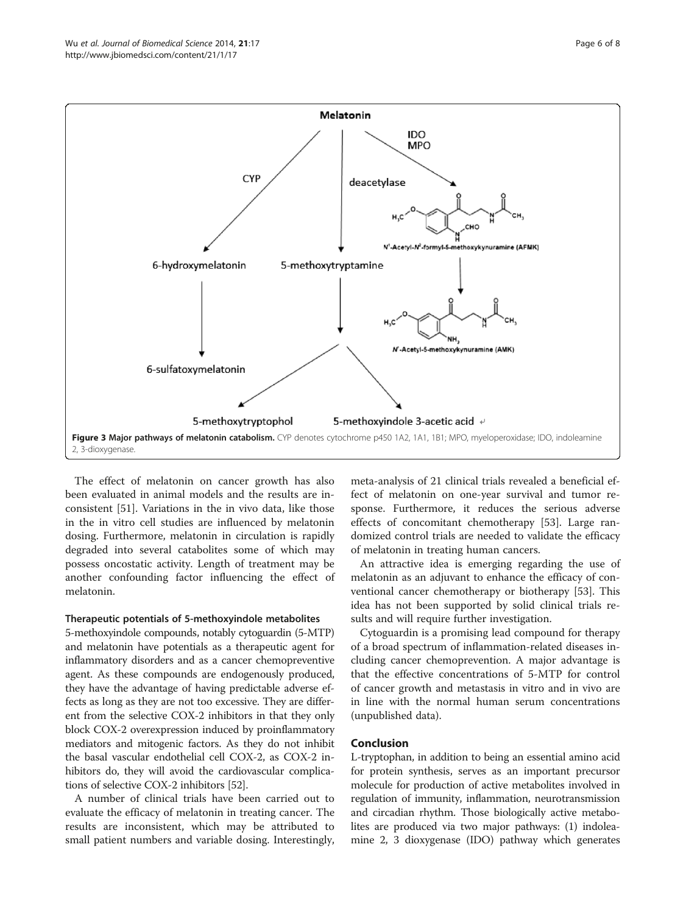Melatonin

CYP

deacetylase

IDO
MPO

N[1]-Acetyl-N[2]-formyl-5-methoxykynuramine (AFMK)

N[1]-Acetyl-5-methoxykynuramine (AMK)

6-hydroxymelatonin

5-methoxytryptamine

6-sulfatoxymelatonin

5-methoxytryptophol

5-methoxyindole 3-acetic acid

**Figure 3 Major pathways of melatonin catabolism.** CYP denotes cytochrome p450 1A2, 1A1, 1B1; MPO, myeloperoxidase; IDO, indoleamine 2, 3-dioxygenase.

The effect of melatonin on cancer growth has also been evaluated in animal models and the results are inconsistent [51]. Variations in the in vivo data, like those in the in vitro cell studies are influenced by melatonin dosing. Furthermore, melatonin in circulation is rapidly degraded into several catabolites some of which may possess oncostatic activity. Length of treatment may be another confounding factor influencing the effect of melatonin.

### Therapeutic potentials of 5-methoxyindole metabolites

5-methoxyindole compounds, notably cytoguardin (5-MTP) and melatonin have potentials as a therapeutic agent for inflammatory disorders and as a cancer chemopreventive agent. As these compounds are endogenously produced, they have the advantage of having predictable adverse effects as long as they are not too excessive. They are different from the selective COX-2 inhibitors in that they only block COX-2 overexpression induced by proinflammatory mediators and mitogenic factors. As they do not inhibit the basal vascular endothelial cell COX-2, as COX-2 inhibitors do, they will avoid the cardiovascular complications of selective COX-2 inhibitors [52].

A number of clinical trials have been carried out to evaluate the efficacy of melatonin in treating cancer. The results are inconsistent, which may be attributed to small patient numbers and variable dosing. Interestingly, meta-analysis of 21 clinical trials revealed a beneficial effect of melatonin on one-year survival and tumor response. Furthermore, it reduces the serious adverse effects of concomitant chemotherapy [53]. Large randomized control trials are needed to validate the efficacy of melatonin in treating human cancers.

An attractive idea is emerging regarding the use of melatonin as an adjuvant to enhance the efficacy of conventional cancer chemotherapy or biotherapy [53]. This idea has not been supported by solid clinical trials results and will require further investigation.

Cytoguardin is a promising lead compound for therapy of a broad spectrum of inflammation-related diseases including cancer chemoprevention. A major advantage is that the effective concentrations of 5-MTP for control of cancer growth and metastasis in vitro and in vivo are in line with the normal human serum concentrations (unpublished data).

## Conclusion

L-tryptophan, in addition to being an essential amino acid for protein synthesis, serves as an important precursor molecule for production of active metabolites involved in regulation of immunity, inflammation, neurotransmission and circadian rhythm. Those biologically active metabolites are produced via two major pathways: (1) indoleamine 2, 3 dioxygenase (IDO) pathway which generates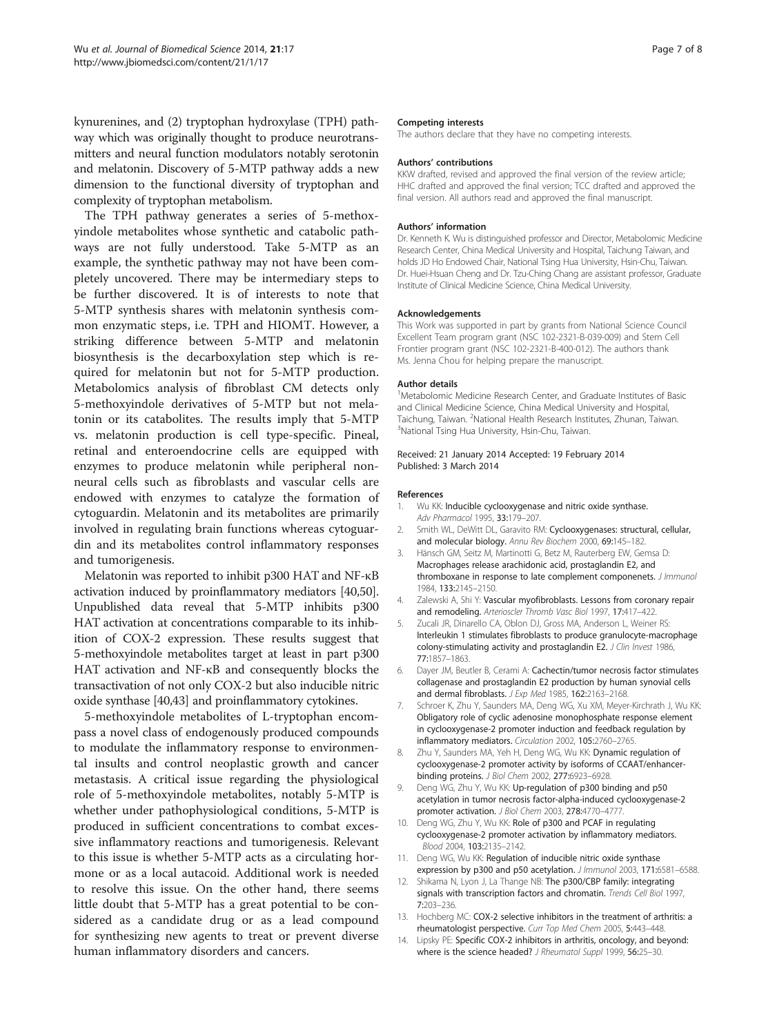kynurenines, and (2) tryptophan hydroxylase (TPH) pathway which was originally thought to produce neurotransmitters and neural function modulators notably serotonin and melatonin. Discovery of 5-MTP pathway adds a new dimension to the functional diversity of tryptophan and complexity of tryptophan metabolism.

The TPH pathway generates a series of 5-methoxyindole metabolites whose synthetic and catabolic pathways are not fully understood. Take 5-MTP as an example, the synthetic pathway may not have been completely uncovered. There may be intermediary steps to be further discovered. It is of interests to note that 5-MTP synthesis shares with melatonin synthesis common enzymatic steps, i.e. TPH and HIOMT. However, a striking difference between 5-MTP and melatonin biosynthesis is the decarboxylation step which is required for melatonin but not for 5-MTP production. Metabolomics analysis of fibroblast CM detects only 5-methoxyindole derivatives of 5-MTP but not melatonin or its catabolites. The results imply that 5-MTP vs. melatonin production is cell type-specific. Pineal, retinal and enteroendocrine cells are equipped with enzymes to produce melatonin while peripheral non-neural cells such as fibroblasts and vascular cells are endowed with enzymes to catalyze the formation of cytoguardin. Melatonin and its metabolites are primarily involved in regulating brain functions whereas cytoguardin and its metabolites control inflammatory responses and tumorigenesis.

Melatonin was reported to inhibit p300 HAT and NF-κB activation induced by proinflammatory mediators [40,50]. Unpublished data reveal that 5-MTP inhibits p300 HAT activation at concentrations comparable to its inhibition of COX-2 expression. These results suggest that 5-methoxyindole metabolites target at least in part p300 HAT activation and NF-κB and consequently blocks the transactivation of not only COX-2 but also inducible nitric oxide synthase [40,43] and proinflammatory cytokines.

5-methoxyindole metabolites of L-tryptophan encompass a novel class of endogenously produced compounds to modulate the inflammatory response to environmental insults and control neoplastic growth and cancer metastasis. A critical issue regarding the physiological role of 5-methoxyindole metabolites, notably 5-MTP is whether under pathophysiological conditions, 5-MTP is produced in sufficient concentrations to combat excessive inflammatory reactions and tumorigenesis. Relevant to this issue is whether 5-MTP acts as a circulating hormone or as a local autacoid. Additional work is needed to resolve this issue. On the other hand, there seems little doubt that 5-MTP has a great potential to be considered as a candidate drug or as a lead compound for synthesizing new agents to treat or prevent diverse human inflammatory disorders and cancers.

#### Competing interests

The authors declare that they have no competing interests.

#### Authors' contributions

KKW drafted, revised and approved the final version of the review article; HHC drafted and approved the final version; TCC drafted and approved the final version. All authors read and approved the final manuscript.

#### Authors' information

Dr. Kenneth K. Wu is distinguished professor and Director, Metabolomic Medicine Research Center, China Medical University and Hospital, Taichung Taiwan, and holds JD Ho Endowed Chair, National Tsing Hua University, Hsin-Chu, Taiwan. Dr. Huei-Hsuan Cheng and Dr. Tzu-Ching Chang are assistant professor, Graduate Institute of Clinical Medicine Science, China Medical University.

#### Acknowledgements

This Work was supported in part by grants from National Science Council Excellent Team program grant (NSC 102-2321-B-039-009) and Stem Cell Frontier program grant (NSC 102-2321-B-400-012). The authors thank Ms. Jenna Chou for helping prepare the manuscript.

#### Author details

[1]Metabolomic Medicine Research Center, and Graduate Institutes of Basic and Clinical Medicine Science, China Medical University and Hospital, Taichung, Taiwan. [2]National Health Research Institutes, Zhunan, Taiwan. [3]National Tsing Hua University, Hsin-Chu, Taiwan.

Received: 21 January 2014 Accepted: 19 February 2014
Published: 3 March 2014

#### References

1. Wu KK: **Inducible cyclooxygenase and nitric oxide synthase.** *Adv Pharmacol* 1995, **33:**179–207.
2. Smith WL, DeWitt DL, Garavito RM: **Cyclooxygenases: structural, cellular, and molecular biology.** *Annu Rev Biochem* 2000, **69:**145–182.
3. Hänsch GM, Seitz M, Martinotti G, Betz M, Rauterberg EW, Gemsa D: **Macrophages release arachidonic acid, prostaglandin E2, and thromboxane in response to late complement componenets.** *J Immunol* 1984, **133:**2145–2150.
4. Zalewski A, Shi Y: **Vascular myofibroblasts. Lessons from coronary repair and remodeling.** *Arterioscler Thromb Vasc Biol* 1997, **17:**417–422.
5. Zucali JR, Dinarello CA, Oblon DJ, Gross MA, Anderson L, Weiner RS: **Interleukin 1 stimulates fibroblasts to produce granulocyte-macrophage colony-stimulating activity and prostaglandin E2.** *J Clin Invest* 1986, **77:**1857–1863.
6. Dayer JM, Beutler B, Cerami A: **Cachectin/tumor necrosis factor stimulates collagenase and prostaglandin E2 production by human synovial cells and dermal fibroblasts.** *J Exp Med* 1985, **162:**2163–2168.
7. Schroer K, Zhu Y, Saunders MA, Deng WG, Xu XM, Meyer-Kirchrath J, Wu KK: **Obligatory role of cyclic adenosine monophosphate response element in cyclooxygenase-2 promoter induction and feedback regulation by inflammatory mediators.** *Circulation* 2002, **105:**2760–2765.
8. Zhu Y, Saunders MA, Yeh H, Deng WG, Wu KK: **Dynamic regulation of cyclooxygenase-2 promoter activity by isoforms of CCAAT/enhancer-binding proteins.** *J Biol Chem* 2002, **277:**6923–6928.
9. Deng WG, Zhu Y, Wu KK: **Up-regulation of p300 binding and p50 acetylation in tumor necrosis factor-alpha-induced cyclooxygenase-2 promoter activation.** *J Biol Chem* 2003, **278:**4770–4777.
10. Deng WG, Zhu Y, Wu KK: **Role of p300 and PCAF in regulating cyclooxygenase-2 promoter activation by inflammatory mediators.** *Blood* 2004, **103:**2135–2142.
11. Deng WG, Wu KK: **Regulation of inducible nitric oxide synthase expression by p300 and p50 acetylation.** *J Immunol* 2003, **171:**6581–6588.
12. Shikama N, Lyon J, La Thange NB: **The p300/CBP family: integrating signals with transcription factors and chromatin.** *Trends Cell Biol* 1997, **7:**203–236.
13. Hochberg MC: **COX-2 selective inhibitors in the treatment of arthritis: a rheumatologist perspective.** *Curr Top Med Chem* 2005, **5:**443–448.
14. Lipsky PE: **Specific COX-2 inhibitors in arthritis, oncology, and beyond: where is the science headed?** *J Rheumatol Suppl* 1999, **56:**25–30.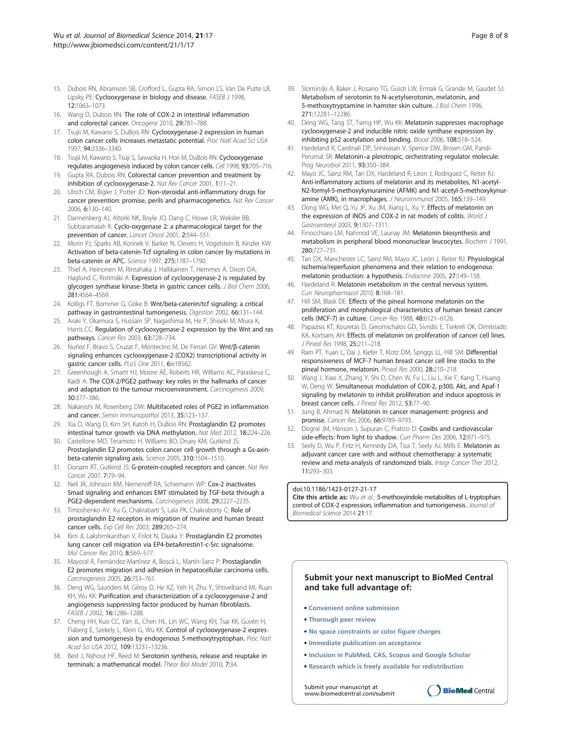15. Dubois RN, Abramson SB, Crofford L, Gupta RA, Simon LS, Van De Putte LB, Lipsky PE: **Cyclooxygenase in biology and disease.** *FASEB J* 1998, **12**:1063–1073.
16. Wang D, Dubois RN: **The role of COX-2 in intestinal inflammation and colorectal cancer.** *Oncogene* 2010, **29**:781–788.
17. Tsujii M, Kawano S, DuBois RN: **Cyclooxygenase-2 expression in human colon cancer cells increases metastatic potential.** *Proc Natl Acad Sci USA* 1997, **94**:3336–3340.
18. Tsujii M, Kawano S, Tsuji S, Sawaoka H, Hori M, DuBois RN: **Cyclooxygenase regulates angiogenesis induced by colon cancer cells.** *Cell* 1998, **93**:705–716.
19. Gupta RA, Dubois RN: **Colorectal cancer prevention and treatment by inhibition of cyclooxygenase-2.** *Nat Rev Cancer* 2001, **1**:11–21.
20. Ulrich CM, Bigler J, Potter JD: **Non-steroidal anti-inflammatory drugs for cancer prevention: promise, perils and pharmacogenetics.** *Nat Rev Cancer* 2006, **6**:130–140.
21. Dannenberg AJ, Altorki NK, Boyle JO, Dang C, Howe LR, Weksler BB, Subbaramaiah K: **Cyclo-oxygenase 2: a pharmacological target for the prevention of cancer.** *Lancet Oncol* 2001, **2**:544–551.
22. Morin PJ, Sparks AB, Korinek V, Barker N, Clevers H, Vogelstein B, Kinzler KW: **Activation of beta-catenin-Tcf signaling in colon cancer by mutations in beta-catenin or APC.** *Science* 1997, **275**:1787–1790.
23. Thiel A, Heinonen M, Rintahaka J, Hallikainen T, Hemmes A, Dixon DA, Haglund C, Ristimäki A: **Expression of cyclooxygenase-2 is regulated by glycogen synthase kinase-3beta in gastric cancer cells.** *J Biol Chem* 2006, **281**:4564–4569.
24. Kolligs FT, Bommer G, Göke B: **Wnt/beta-catenin/tcf signaling: a critical pathway in gastrointestinal tumorigenesis.** *Digestion* 2002, **66**:131–144.
25. Araki Y, Okamura S, Hussain SP, Nagashima M, He P, Shiseki M, Miura K, Harris CC: **Regulation of cyclooxygenase-2 expression by the Wnt and ras pathways.** *Cancer Res* 2003, **63**:728–734.
26. Nuñez F, Bravo S, Cruzat F, Montecino M, De Ferrari GV: **Wnt/β-catenin signaling enhances cyclooxygenase-2 (COX2) transcriptional activity in gastric cancer cells.** *PLoS One* 2011, **6**:e18562.
27. Greenhough A, Smartt HJ, Moore AE, Roberts HR, Williams AC, Paraskeva C, Kaidi A: **The COX-2/PGE2 pathway: key roles in the hallmarks of cancer and adaptation to the tumour microenvironment.** *Carcinogenesis* 2009, **30**:377–386.
28. Nakanishi M, Rosenberg DW: **Multifaceted roles of PGE2 in inflammation and cancer.** *Semin Immunopathol* 2013, **35**:123–137.
29. Xia D, Wang D, Kim SH, Katoh H, DuBois RN: **Prostaglandin E2 promotes intestinal tumor growth via DNA methylation.** *Nat Med* 2012, **18**:224–226.
30. Castellone MD, Teramoto H, Williams BO, Druey KM, Gutkind JS: **Prostaglandin E2 promotes colon cancer cell growth through a Gs-axin-beta-catenin signaling axis.** *Science* 2005, **310**:1504–1510.
31. Dorsam RT, Gutkind JS: **G-protein-coupled receptors and cancer.** *Nat Rev Cancer* 2007, **7**:79–94.
32. Neil JR, Johnson KM, Nemenoff RA, Schiemann WP: **Cox-2 inactivates Smad signaling and enhances EMT stimulated by TGF-beta through a PGE2-dependent mechanisms.** *Carcinogenesis* 2008, **29**:2227–2235.
33. Timoshenko AV, Xu G, Chakrabarti S, Lala PK, Chakraborty C: **Role of prostaglandin E2 receptors in migration of murine and human breast cancer cells.** *Exp Cell Res* 2003, **289**:265–274.
34. Kim JI, Lakshmikanthan V, Frilot N, Daaka Y: **Prostaglandin E2 promotes lung cancer cell migration via EP4-betaArrestin1-c-Src signalsome.** *Mol Cancer Res* 2010, **8**:569–577.
35. Mayoral R, Fernández-Martínez A, Boscá L, Martín-Sanz P: **Prostaglandin E2 promotes migration and adhesion in hepatocellular carcinoma cells.** *Carcinogenesis* 2005, **26**:753–761.
36. Deng WG, Saunders M, Gilroy D, He XZ, Yeh H, Zhu Y, Shtivelband MI, Ruan KH, Wu KK: **Purification and characterization of a cyclooxygenase-2 and angiogenesis suppressing factor produced by human fibroblasts.** *FASEB J* 2002, **16**:1286–1288.
37. Cheng HH, Kuo CC, Yan JL, Chen HL, Lin WC, Wang KH, Tsai KK, Guvén H, Flaberg E, Szekely L, Klein G, Wu KK: **Control of cyclooxygenase-2 expression and tumorigenesis by endogenous 5-methoxytryptophan.** *Proc Natl Acad Sci USA* 2012, **109**:13231–13236.
38. Best J, Nijhout HF, Reed M: **Serotonin synthesis, release and reuptake in terminals: a mathematical model.** *Theor Biol Model* 2010, **7**:34.
39. Slominski A, Baker J, Rosano TG, Guisti LW, Ermak G, Grande M, Gaudet SJ: **Metabolism of serotonin to N-acetylserotonin, melatonin, and 5-methoxytryptamine in hamster skin culture.** *J Biol Chem* 1996, **271**:12281–12286.
40. Deng WG, Tang ST, Tseng HP, Wu KK: **Melatonin suppresses macrophage cyclooxygenase-2 and inducible nitric oxide synthase expression by inhibiting p52 acetylation and binding.** *Blood* 2006, **108**:518–524.
41. Hardeland R, Cardinali DP, Srinivasan V, Spence DW, Brown GM, Pandi-Perumal SR: **Melatonin–a pleiotropic, orchestrating regulator molecule.** *Prog Neurobiol* 2011, **93**:350–384.
42. Mayo JC, Sainz RM, Tan DX, Hardeland R, Leon J, Rodriguez C, Reiter RJ: **Anti-inflammatory actions of melatonin and its metabolites, N1-acetyl-N2-formyl-5-methoxykynuramine (AFMK) and N1-acetyl-5-methoxykynuramine (AMK), in macrophages.** *J Neuroimmunol* 2005, **165**:139–149.
43. Dong WG, Mei Q, Yu JP, Xu JM, Xiang L, Xu Y: **Effects of melatonin on the expression of iNOS and COX-2 in rat models of colitis.** *World J Gastroenterol* 2003, **9**:1307–1311.
44. Finocchiaro LM, Nahmod VE, Launay JM: **Melatonin biosynthesis and metabolism in peripheral blood mononuclear leucocytes.** *Biochem J* 1991, **280**:727–731.
45. Tan DX, Manchester LC, Sainz RM, Mayo JC, León J, Reiter RJ: **Physiological ischemia/reperfusion phenomena and their relation to endogenous melatonin production: a hypothesis.** *Endocrine* 2005, **27**:149–158.
46. Hardeland R: **Melatonin metabolism in the central nervous system.** *Curr Neuropharmacol* 2010, **8**:168–181.
47. Hill SM, Blask DE: **Effects of the pineal hormone melatonin on the proliferation and morphological characteristics of human breast cancer cells (MCF-7) in culture.** *Cancer Res* 1988, **48**:6121–6126.
48. Papazisis KT, Kouretas D, Geromichalos GD, Sivridis E, Tsekreli OK, Dimitriadis KA, Kortsaris AH: **Effects of melatonin on proliferation of cancer cell lines.** *J Pineal Res* 1998, **25**:211–218.
49. Ram PT, Yuan L, Dai J, Kiefer T, Klotz DM, Spriggs LL, Hill SM: **Differential responsiveness of MCF-7 human breast cancer cell line stocks to the pineal hormone, melatonin.** *Pineal Res* 2000, **28**:210–218.
50. Wang J, Xiao X, Zhang Y, Shi D, Chen W, Fu L, Liu L, Xie F, Kang T, Huang W, Deng W: **Simultaneous modulation of COX-2, p300, Akt, and Apaf-1 signaling by melatonin to inhibit proliferation and induce apoptosis in breast cancer cells.** *J Pineal Res* 2012, **53**:77–90.
51. Jung B, Ahmad N: **Melatonin in cancer management: progress and promise.** *Cancer Res* 2006, **66**:9789–9793.
52. Dogné JM, Hanson J, Supuran C, Pratico D: **Coxibs and cardiovascular side-effects: from light to shadow.** *Curr Pharm Des* 2006, **12**:971–975.
53. Seely D, Wu P, Fritz H, Kennedy DA, Tsui T, Seely AJ, Mills E: **Melatonin as adjuvant cancer care with and without chemotherapy: a systematic review and meta-analysis of randomized trials.** *Integr Cancer Ther* 2012, **11**:293–303.

doi:10.1186/1423-0127-21-17

**Cite this article as:** Wu *et al.*: 5-methoxyindole metabolites of L-tryptophan: control of COX-2 expression, inflammation and tumorigenesis. *Journal of Biomedical Science* 2014 **21**:17.

**Submit your next manuscript to BioMed Central and take full advantage of:**

- **Convenient online submission**
- **Thorough peer review**
- **No space constraints or color figure charges**
- **Immediate publication on acceptance**
- **Inclusion in PubMed, CAS, Scopus and Google Scholar**
- **Research which is freely available for redistribution**

Submit your manuscript at www.biomedcentral.com/submit

BioMed Central